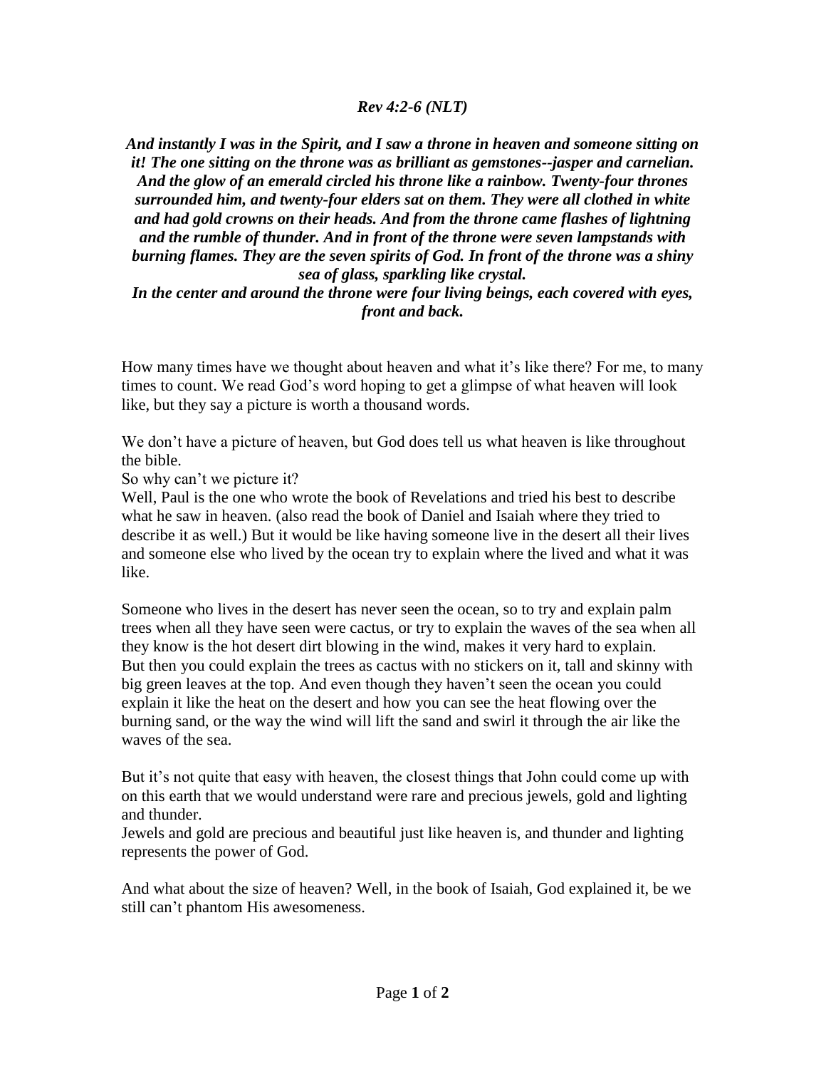*Rev 4:2-6 (NLT)*

***And instantly I was in the Spirit, and I saw a throne in heaven and someone sitting on it! The one sitting on the throne was as brilliant as gemstones--jasper and carnelian. And the glow of an emerald circled his throne like a rainbow. Twenty-four thrones surrounded him, and twenty-four elders sat on them. They were all clothed in white and had gold crowns on their heads. And from the throne came flashes of lightning and the rumble of thunder. And in front of the throne were seven lampstands with burning flames. They are the seven spirits of God. In front of the throne was a shiny sea of glass, sparkling like crystal.***
***In the center and around the throne were four living beings, each covered with eyes, front and back.***

How many times have we thought about heaven and what it's like there? For me, to many times to count. We read God's word hoping to get a glimpse of what heaven will look like, but they say a picture is worth a thousand words.

We don't have a picture of heaven, but God does tell us what heaven is like throughout the bible.
So why can't we picture it?
Well, Paul is the one who wrote the book of Revelations and tried his best to describe what he saw in heaven. (also read the book of Daniel and Isaiah where they tried to describe it as well.) But it would be like having someone live in the desert all their lives and someone else who lived by the ocean try to explain where the lived and what it was like.

Someone who lives in the desert has never seen the ocean, so to try and explain palm trees when all they have seen were cactus, or try to explain the waves of the sea when all they know is the hot desert dirt blowing in the wind, makes it very hard to explain.
But then you could explain the trees as cactus with no stickers on it, tall and skinny with big green leaves at the top. And even though they haven't seen the ocean you could explain it like the heat on the desert and how you can see the heat flowing over the burning sand, or the way the wind will lift the sand and swirl it through the air like the waves of the sea.

But it's not quite that easy with heaven, the closest things that John could come up with on this earth that we would understand were rare and precious jewels, gold and lighting and thunder.
Jewels and gold are precious and beautiful just like heaven is, and thunder and lighting represents the power of God.

And what about the size of heaven? Well, in the book of Isaiah, God explained it, be we still can't phantom His awesomeness.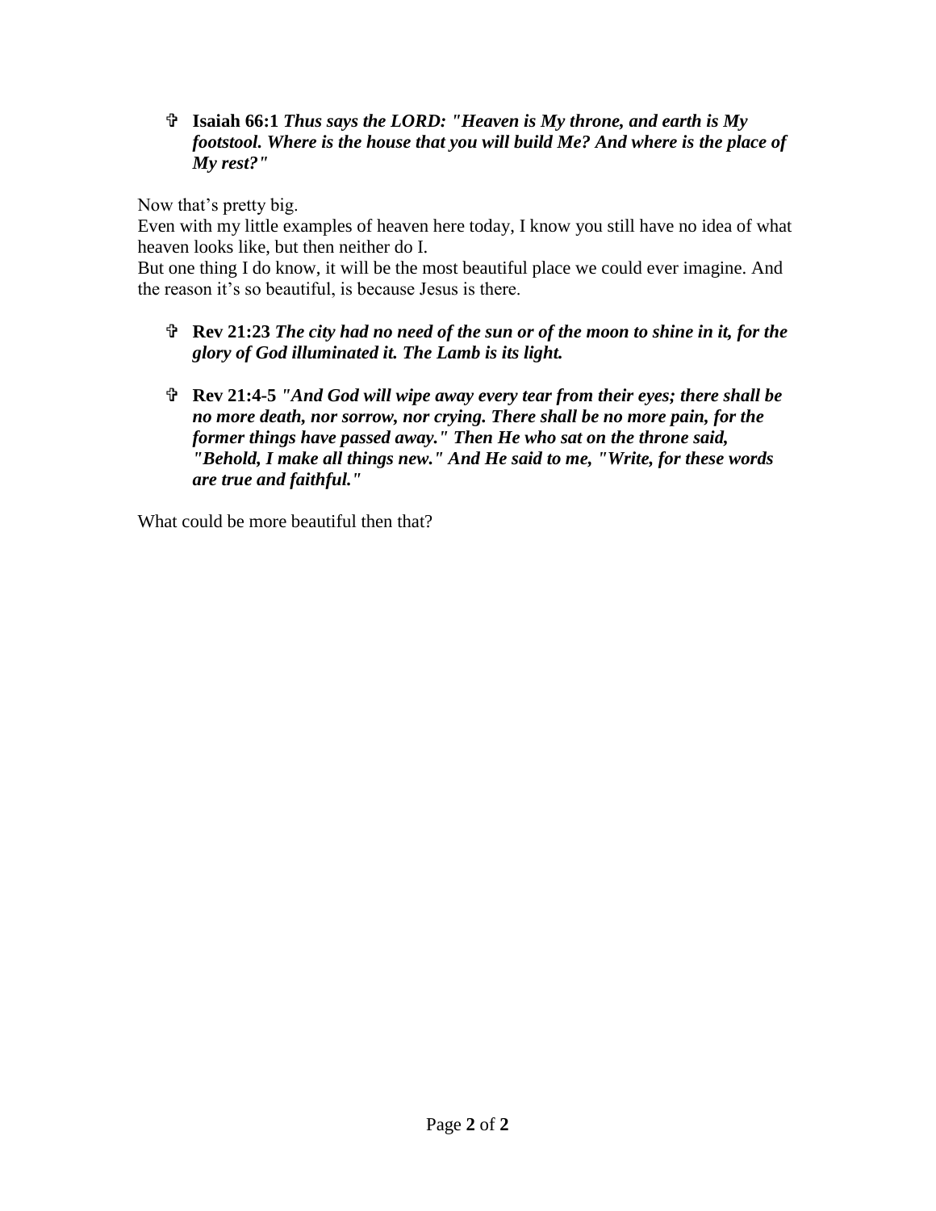- **Isaiah 66:1** ***Thus says the LORD: "Heaven is My throne, and earth is My footstool. Where is the house that you will build Me? And where is the place of My rest?"***

Now that's pretty big.
Even with my little examples of heaven here today, I know you still have no idea of what heaven looks like, but then neither do I.
But one thing I do know, it will be the most beautiful place we could ever imagine. And the reason it's so beautiful, is because Jesus is there.

- **Rev 21:23** ***The city had no need of the sun or of the moon to shine in it, for the glory of God illuminated it. The Lamb is its light.***

- **Rev 21:4-5** ***"And God will wipe away every tear from their eyes; there shall be no more death, nor sorrow, nor crying. There shall be no more pain, for the former things have passed away." Then He who sat on the throne said, "Behold, I make all things new." And He said to me, "Write, for these words are true and faithful."***

What could be more beautiful then that?